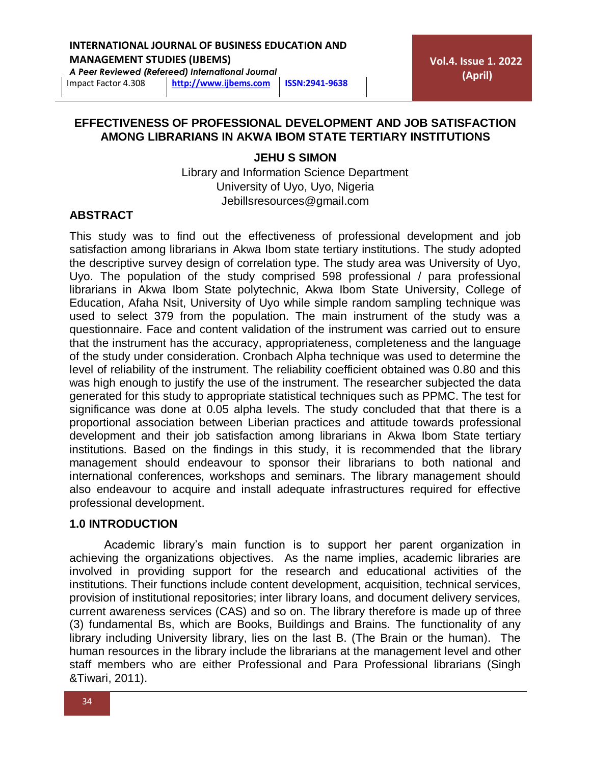# EFFECTIVENESS OF PROFESSIONAL DEVELOPMENT AND JOB SATISFACTION AMONG LIBRARIANS IN AKWA IBOM STATE TERTIARY INSTITUTIONS

**JEHU S SIMON**

Library and Information Science Department
University of Uyo, Uyo, Nigeria
Jebillsresources@gmail.com

## ABSTRACT

This study was to find out the effectiveness of professional development and job satisfaction among librarians in Akwa Ibom state tertiary institutions. The study adopted the descriptive survey design of correlation type. The study area was University of Uyo, Uyo. The population of the study comprised 598 professional / para professional librarians in Akwa Ibom State polytechnic, Akwa Ibom State University, College of Education, Afaha Nsit, University of Uyo while simple random sampling technique was used to select 379 from the population. The main instrument of the study was a questionnaire. Face and content validation of the instrument was carried out to ensure that the instrument has the accuracy, appropriateness, completeness and the language of the study under consideration. Cronbach Alpha technique was used to determine the level of reliability of the instrument. The reliability coefficient obtained was 0.80 and this was high enough to justify the use of the instrument. The researcher subjected the data generated for this study to appropriate statistical techniques such as PPMC. The test for significance was done at 0.05 alpha levels. The study concluded that that there is a proportional association between Liberian practices and attitude towards professional development and their job satisfaction among librarians in Akwa Ibom State tertiary institutions. Based on the findings in this study, it is recommended that the library management should endeavour to sponsor their librarians to both national and international conferences, workshops and seminars. The library management should also endeavour to acquire and install adequate infrastructures required for effective professional development.

## 1.0 INTRODUCTION

Academic library's main function is to support her parent organization in achieving the organizations objectives. As the name implies, academic libraries are involved in providing support for the research and educational activities of the institutions. Their functions include content development, acquisition, technical services, provision of institutional repositories; inter library loans, and document delivery services, current awareness services (CAS) and so on. The library therefore is made up of three (3) fundamental Bs, which are Books, Buildings and Brains. The functionality of any library including University library, lies on the last B. (The Brain or the human). The human resources in the library include the librarians at the management level and other staff members who are either Professional and Para Professional librarians (Singh &Tiwari, 2011).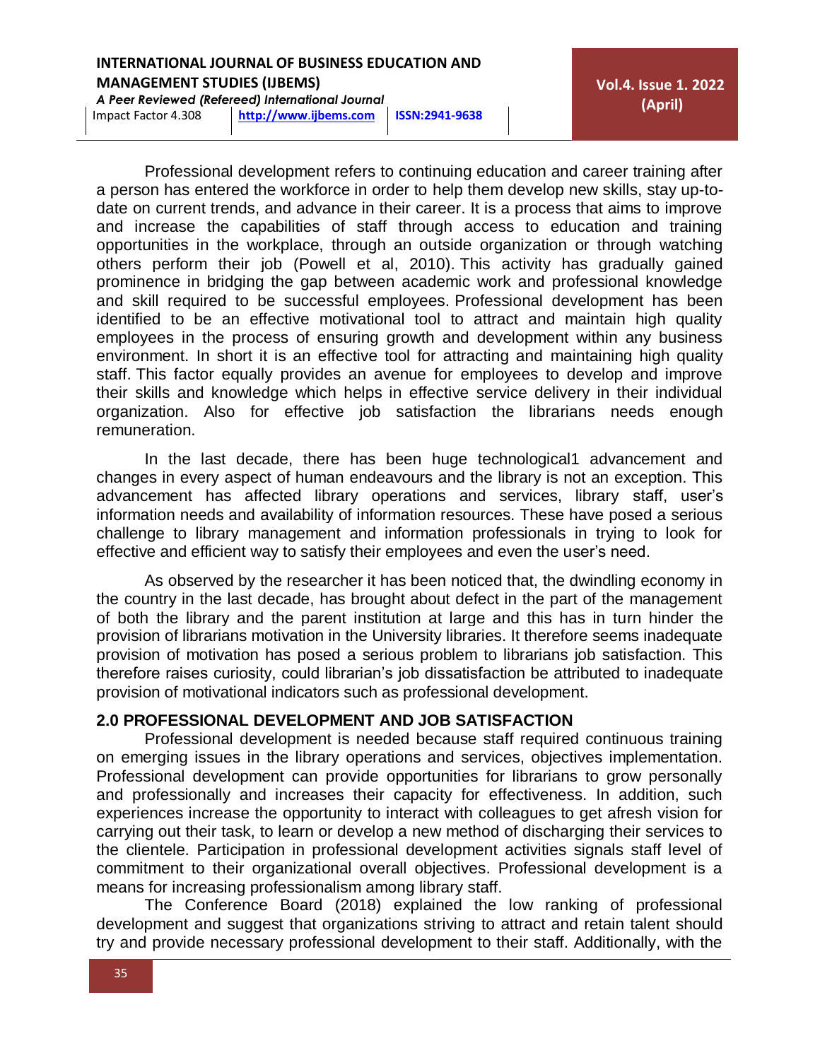Professional development refers to continuing education and career training after a person has entered the workforce in order to help them develop new skills, stay up-to-date on current trends, and advance in their career. It is a process that aims to improve and increase the capabilities of staff through access to education and training opportunities in the workplace, through an outside organization or through watching others perform their job (Powell et al, 2010). This activity has gradually gained prominence in bridging the gap between academic work and professional knowledge and skill required to be successful employees. Professional development has been identified to be an effective motivational tool to attract and maintain high quality employees in the process of ensuring growth and development within any business environment. In short it is an effective tool for attracting and maintaining high quality staff. This factor equally provides an avenue for employees to develop and improve their skills and knowledge which helps in effective service delivery in their individual organization. Also for effective job satisfaction the librarians needs enough remuneration.

In the last decade, there has been huge technological1 advancement and changes in every aspect of human endeavours and the library is not an exception. This advancement has affected library operations and services, library staff, user's information needs and availability of information resources. These have posed a serious challenge to library management and information professionals in trying to look for effective and efficient way to satisfy their employees and even the user's need.

As observed by the researcher it has been noticed that, the dwindling economy in the country in the last decade, has brought about defect in the part of the management of both the library and the parent institution at large and this has in turn hinder the provision of librarians motivation in the University libraries. It therefore seems inadequate provision of motivation has posed a serious problem to librarians job satisfaction. This therefore raises curiosity, could librarian's job dissatisfaction be attributed to inadequate provision of motivational indicators such as professional development.

## 2.0 PROFESSIONAL DEVELOPMENT AND JOB SATISFACTION

Professional development is needed because staff required continuous training on emerging issues in the library operations and services, objectives implementation. Professional development can provide opportunities for librarians to grow personally and professionally and increases their capacity for effectiveness. In addition, such experiences increase the opportunity to interact with colleagues to get afresh vision for carrying out their task, to learn or develop a new method of discharging their services to the clientele. Participation in professional development activities signals staff level of commitment to their organizational overall objectives. Professional development is a means for increasing professionalism among library staff.

The Conference Board (2018) explained the low ranking of professional development and suggest that organizations striving to attract and retain talent should try and provide necessary professional development to their staff. Additionally, with the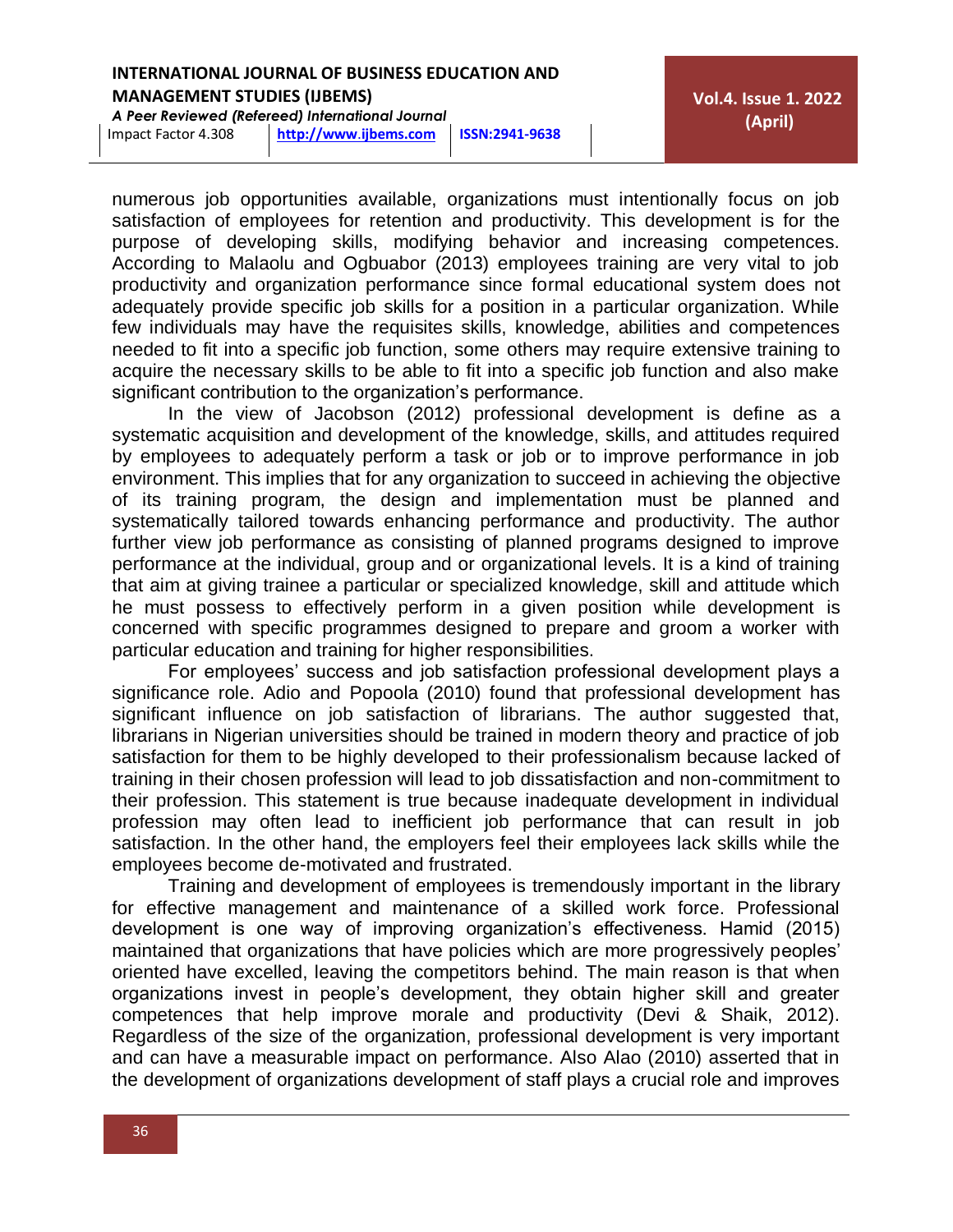numerous job opportunities available, organizations must intentionally focus on job satisfaction of employees for retention and productivity. This development is for the purpose of developing skills, modifying behavior and increasing competences. According to Malaolu and Ogbuabor (2013) employees training are very vital to job productivity and organization performance since formal educational system does not adequately provide specific job skills for a position in a particular organization. While few individuals may have the requisites skills, knowledge, abilities and competences needed to fit into a specific job function, some others may require extensive training to acquire the necessary skills to be able to fit into a specific job function and also make significant contribution to the organization's performance.

In the view of Jacobson (2012) professional development is define as a systematic acquisition and development of the knowledge, skills, and attitudes required by employees to adequately perform a task or job or to improve performance in job environment. This implies that for any organization to succeed in achieving the objective of its training program, the design and implementation must be planned and systematically tailored towards enhancing performance and productivity. The author further view job performance as consisting of planned programs designed to improve performance at the individual, group and or organizational levels. It is a kind of training that aim at giving trainee a particular or specialized knowledge, skill and attitude which he must possess to effectively perform in a given position while development is concerned with specific programmes designed to prepare and groom a worker with particular education and training for higher responsibilities.

For employees' success and job satisfaction professional development plays a significance role. Adio and Popoola (2010) found that professional development has significant influence on job satisfaction of librarians. The author suggested that, librarians in Nigerian universities should be trained in modern theory and practice of job satisfaction for them to be highly developed to their professionalism because lacked of training in their chosen profession will lead to job dissatisfaction and non-commitment to their profession. This statement is true because inadequate development in individual profession may often lead to inefficient job performance that can result in job satisfaction. In the other hand, the employers feel their employees lack skills while the employees become de-motivated and frustrated.

Training and development of employees is tremendously important in the library for effective management and maintenance of a skilled work force. Professional development is one way of improving organization's effectiveness. Hamid (2015) maintained that organizations that have policies which are more progressively peoples' oriented have excelled, leaving the competitors behind. The main reason is that when organizations invest in people's development, they obtain higher skill and greater competences that help improve morale and productivity (Devi & Shaik, 2012). Regardless of the size of the organization, professional development is very important and can have a measurable impact on performance. Also Alao (2010) asserted that in the development of organizations development of staff plays a crucial role and improves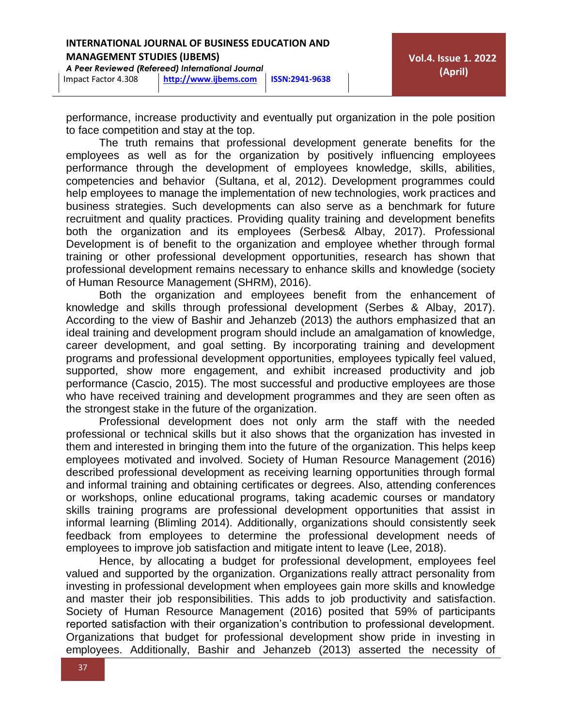performance, increase productivity and eventually put organization in the pole position to face competition and stay at the top.

The truth remains that professional development generate benefits for the employees as well as for the organization by positively influencing employees performance through the development of employees knowledge, skills, abilities, competencies and behavior (Sultana, et al, 2012). Development programmes could help employees to manage the implementation of new technologies, work practices and business strategies. Such developments can also serve as a benchmark for future recruitment and quality practices. Providing quality training and development benefits both the organization and its employees (Serbes& Albay, 2017). Professional Development is of benefit to the organization and employee whether through formal training or other professional development opportunities, research has shown that professional development remains necessary to enhance skills and knowledge (society of Human Resource Management (SHRM), 2016).

Both the organization and employees benefit from the enhancement of knowledge and skills through professional development (Serbes & Albay, 2017). According to the view of Bashir and Jehanzeb (2013) the authors emphasized that an ideal training and development program should include an amalgamation of knowledge, career development, and goal setting. By incorporating training and development programs and professional development opportunities, employees typically feel valued, supported, show more engagement, and exhibit increased productivity and job performance (Cascio, 2015). The most successful and productive employees are those who have received training and development programmes and they are seen often as the strongest stake in the future of the organization.

Professional development does not only arm the staff with the needed professional or technical skills but it also shows that the organization has invested in them and interested in bringing them into the future of the organization. This helps keep employees motivated and involved. Society of Human Resource Management (2016) described professional development as receiving learning opportunities through formal and informal training and obtaining certificates or degrees. Also, attending conferences or workshops, online educational programs, taking academic courses or mandatory skills training programs are professional development opportunities that assist in informal learning (Blimling 2014). Additionally, organizations should consistently seek feedback from employees to determine the professional development needs of employees to improve job satisfaction and mitigate intent to leave (Lee, 2018).

Hence, by allocating a budget for professional development, employees feel valued and supported by the organization. Organizations really attract personality from investing in professional development when employees gain more skills and knowledge and master their job responsibilities. This adds to job productivity and satisfaction. Society of Human Resource Management (2016) posited that 59% of participants reported satisfaction with their organization's contribution to professional development. Organizations that budget for professional development show pride in investing in employees. Additionally, Bashir and Jehanzeb (2013) asserted the necessity of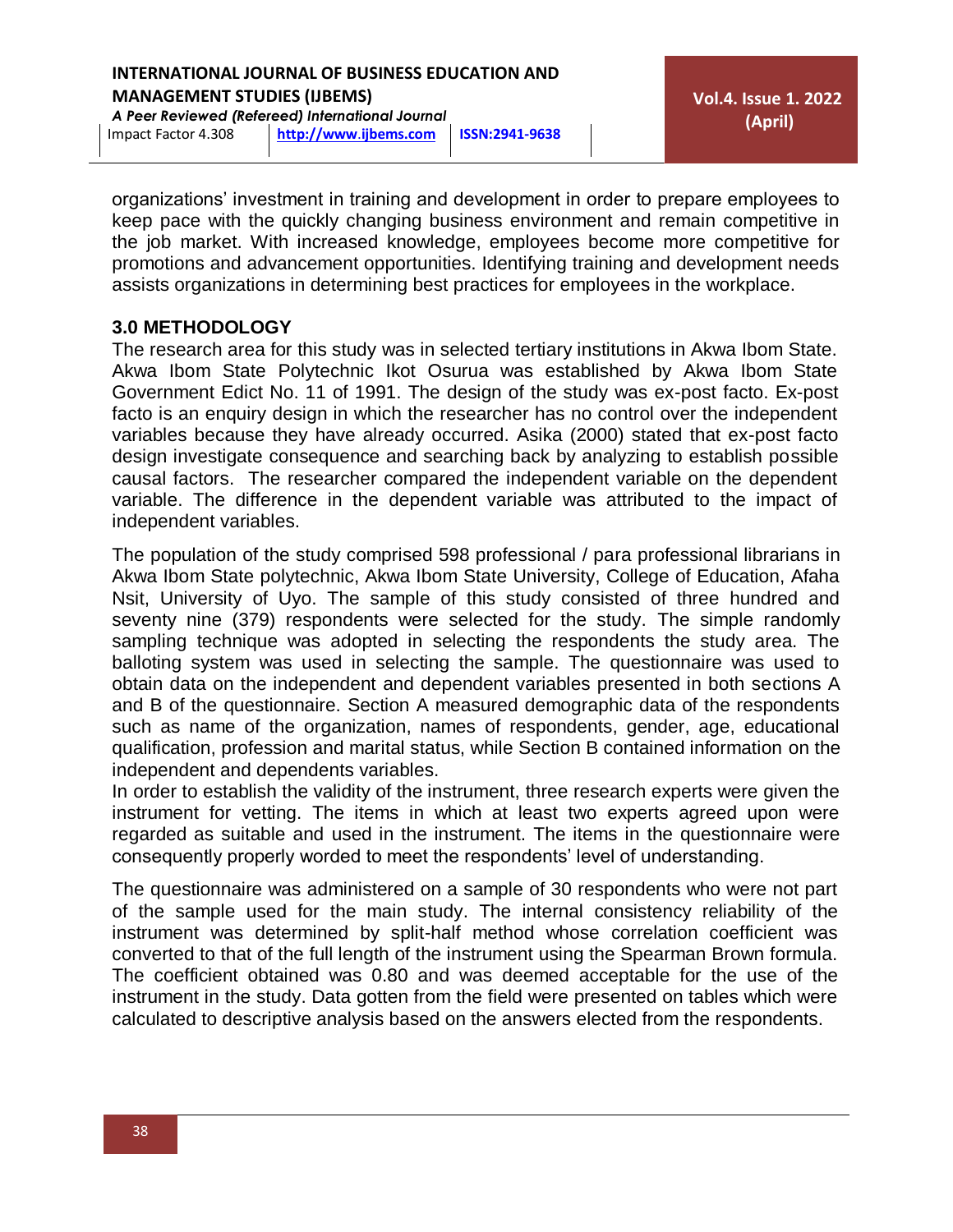organizations' investment in training and development in order to prepare employees to keep pace with the quickly changing business environment and remain competitive in the job market. With increased knowledge, employees become more competitive for promotions and advancement opportunities. Identifying training and development needs assists organizations in determining best practices for employees in the workplace.

## 3.0 METHODOLOGY

The research area for this study was in selected tertiary institutions in Akwa Ibom State. Akwa Ibom State Polytechnic Ikot Osurua was established by Akwa Ibom State Government Edict No. 11 of 1991. The design of the study was ex-post facto. Ex-post facto is an enquiry design in which the researcher has no control over the independent variables because they have already occurred. Asika (2000) stated that ex-post facto design investigate consequence and searching back by analyzing to establish possible causal factors. The researcher compared the independent variable on the dependent variable. The difference in the dependent variable was attributed to the impact of independent variables.

The population of the study comprised 598 professional / para professional librarians in Akwa Ibom State polytechnic, Akwa Ibom State University, College of Education, Afaha Nsit, University of Uyo. The sample of this study consisted of three hundred and seventy nine (379) respondents were selected for the study. The simple randomly sampling technique was adopted in selecting the respondents the study area. The balloting system was used in selecting the sample. The questionnaire was used to obtain data on the independent and dependent variables presented in both sections A and B of the questionnaire. Section A measured demographic data of the respondents such as name of the organization, names of respondents, gender, age, educational qualification, profession and marital status, while Section B contained information on the independent and dependents variables.

In order to establish the validity of the instrument, three research experts were given the instrument for vetting. The items in which at least two experts agreed upon were regarded as suitable and used in the instrument. The items in the questionnaire were consequently properly worded to meet the respondents' level of understanding.

The questionnaire was administered on a sample of 30 respondents who were not part of the sample used for the main study. The internal consistency reliability of the instrument was determined by split-half method whose correlation coefficient was converted to that of the full length of the instrument using the Spearman Brown formula. The coefficient obtained was 0.80 and was deemed acceptable for the use of the instrument in the study. Data gotten from the field were presented on tables which were calculated to descriptive analysis based on the answers elected from the respondents.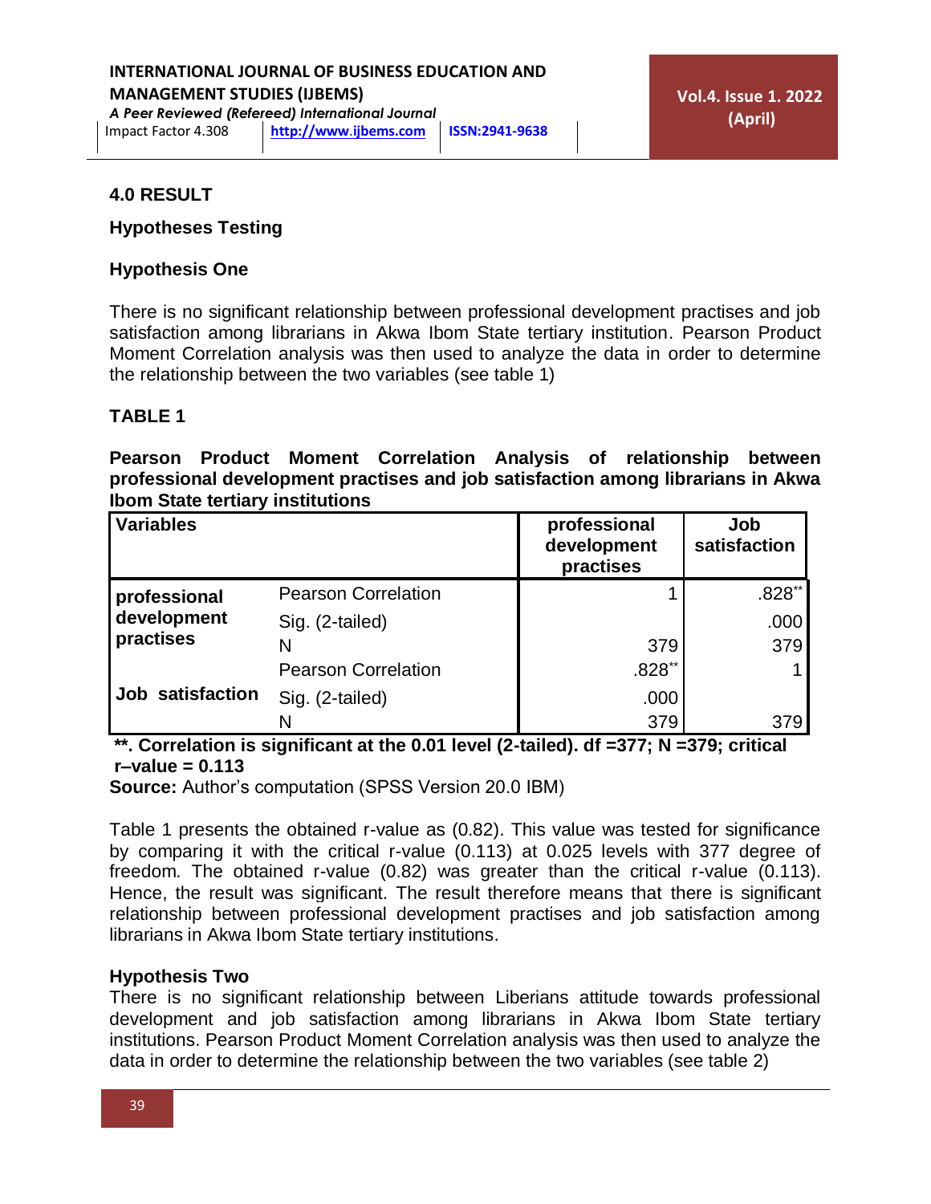## 4.0 RESULT

### Hypotheses Testing

### Hypothesis One

There is no significant relationship between professional development practises and job satisfaction among librarians in Akwa Ibom State tertiary institution. Pearson Product Moment Correlation analysis was then used to analyze the data in order to determine the relationship between the two variables (see table 1)

**TABLE 1**

**Pearson Product Moment Correlation Analysis of relationship between professional development practises and job satisfaction among librarians in Akwa Ibom State tertiary institutions**

| Variables | | professional development practises | Job satisfaction |
|---|---|---|---|
| professional development practises | Pearson Correlation | 1 | .828** |
| | Sig. (2-tailed) | | .000 |
| | N | 379 | 379 |
| Job satisfaction | Pearson Correlation | .828** | 1 |
| | Sig. (2-tailed) | .000 | |
| | N | 379 | 379 |

**\*\*. Correlation is significant at the 0.01 level (2-tailed). df =377; N =379; critical r–value = 0.113**

**Source:** Author's computation (SPSS Version 20.0 IBM)

Table 1 presents the obtained r-value as (0.82). This value was tested for significance by comparing it with the critical r-value (0.113) at 0.025 levels with 377 degree of freedom. The obtained r-value (0.82) was greater than the critical r-value (0.113). Hence, the result was significant. The result therefore means that there is significant relationship between professional development practises and job satisfaction among librarians in Akwa Ibom State tertiary institutions.

### Hypothesis Two

There is no significant relationship between Liberians attitude towards professional development and job satisfaction among librarians in Akwa Ibom State tertiary institutions. Pearson Product Moment Correlation analysis was then used to analyze the data in order to determine the relationship between the two variables (see table 2)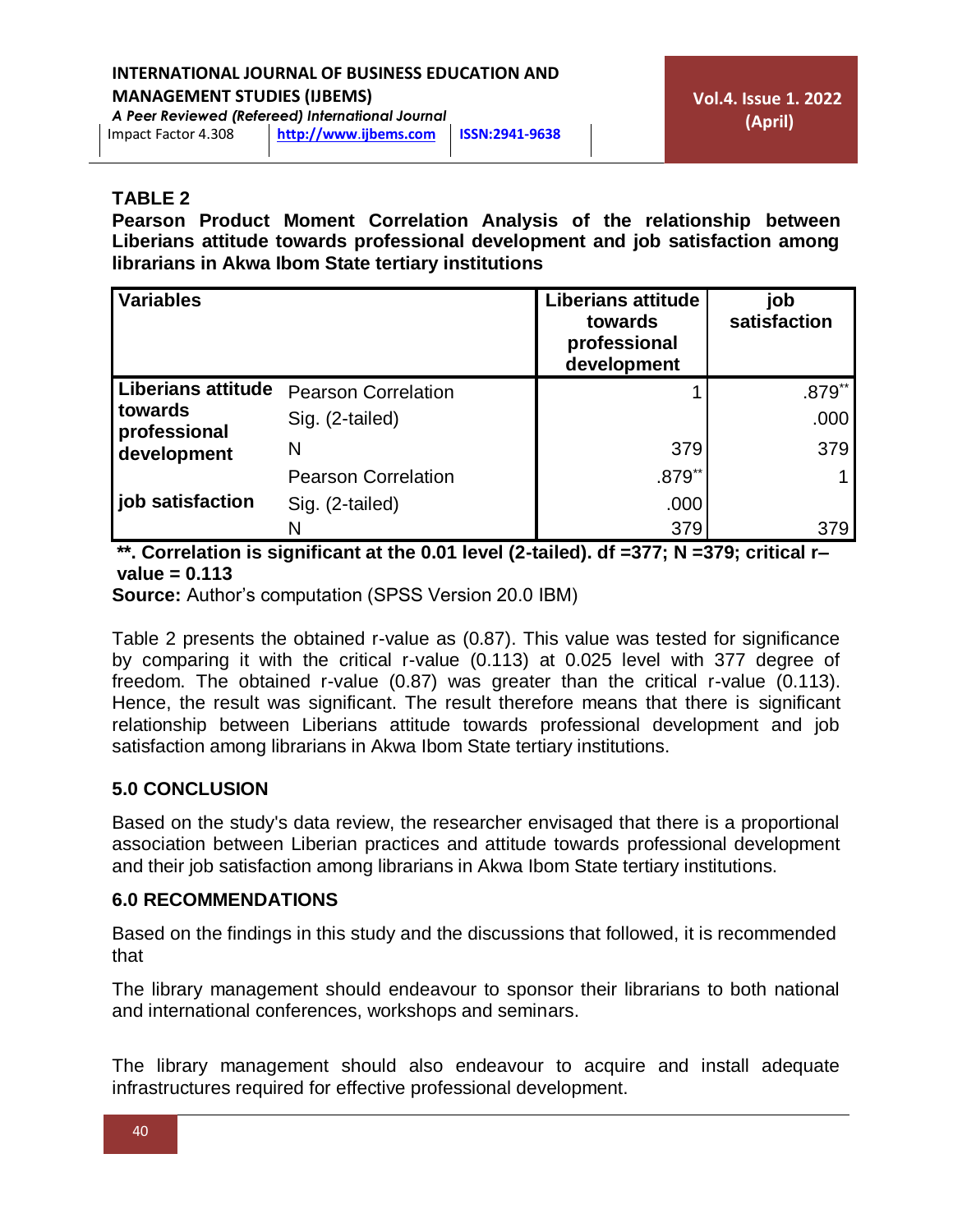**TABLE 2**

**Pearson Product Moment Correlation Analysis of the relationship between Liberians attitude towards professional development and job satisfaction among librarians in Akwa Ibom State tertiary institutions**

| Variables | | Liberians attitude towards professional development | job satisfaction |
|---|---|---|---|
| Liberians attitude towards professional development | Pearson Correlation | 1 | .879** |
| | Sig. (2-tailed) | | .000 |
| | N | 379 | 379 |
| job satisfaction | Pearson Correlation | .879** | 1 |
| | Sig. (2-tailed) | .000 | |
| | N | 379 | 379 |

**\*\*. Correlation is significant at the 0.01 level (2-tailed). df =377; N =379; critical r–value = 0.113**

**Source:** Author's computation (SPSS Version 20.0 IBM)

Table 2 presents the obtained r-value as (0.87). This value was tested for significance by comparing it with the critical r-value (0.113) at 0.025 level with 377 degree of freedom. The obtained r-value (0.87) was greater than the critical r-value (0.113). Hence, the result was significant. The result therefore means that there is significant relationship between Liberians attitude towards professional development and job satisfaction among librarians in Akwa Ibom State tertiary institutions.

## 5.0 CONCLUSION

Based on the study's data review, the researcher envisaged that there is a proportional association between Liberian practices and attitude towards professional development and their job satisfaction among librarians in Akwa Ibom State tertiary institutions.

## 6.0 RECOMMENDATIONS

Based on the findings in this study and the discussions that followed, it is recommended that

The library management should endeavour to sponsor their librarians to both national and international conferences, workshops and seminars.

The library management should also endeavour to acquire and install adequate infrastructures required for effective professional development.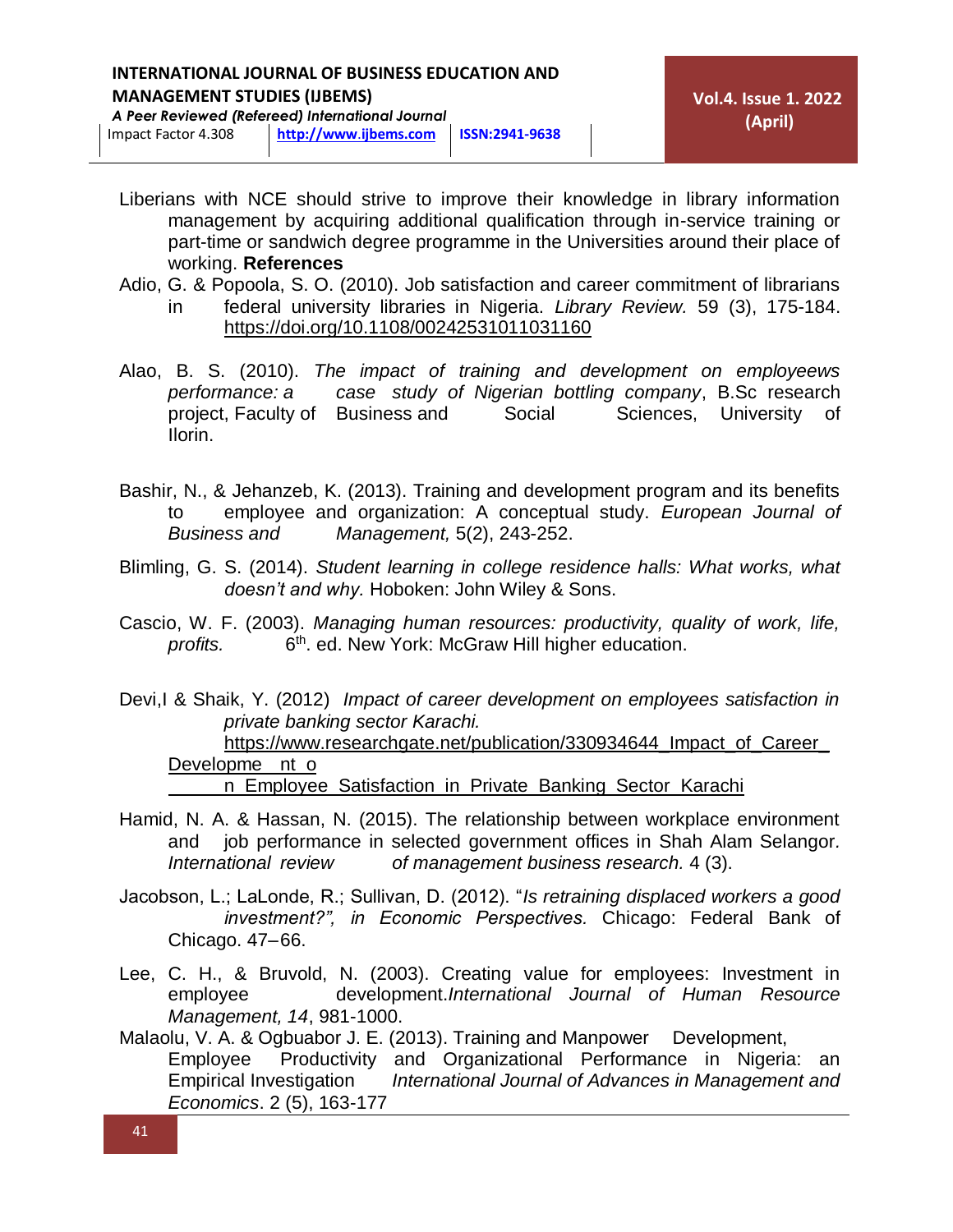Liberians with NCE should strive to improve their knowledge in library information management by acquiring additional qualification through in-service training or part-time or sandwich degree programme in the Universities around their place of working.

**References**

Adio, G. & Popoola, S. O. (2010). Job satisfaction and career commitment of librarians in federal university libraries in Nigeria. *Library Review.* 59 (3), 175-184. https://doi.org/10.1108/00242531011031160

Alao, B. S. (2010). *The impact of training and development on employeews performance: a case study of Nigerian bottling company*, B.Sc research project, Faculty of Business and Social Sciences, University of Ilorin.

Bashir, N., & Jehanzeb, K. (2013). Training and development program and its benefits to employee and organization: A conceptual study. *European Journal of Business and Management,* 5(2), 243-252.

Blimling, G. S. (2014). *Student learning in college residence halls: What works, what doesn't and why.* Hoboken: John Wiley & Sons.

Cascio, W. F. (2003). *Managing human resources: productivity, quality of work, life, profits.* 6th. ed. New York: McGraw Hill higher education.

Devi,I & Shaik, Y. (2012) *Impact of career development on employees satisfaction in private banking sector Karachi.* https://www.researchgate.net/publication/330934644_Impact_of_Career_Developme nt_o n_Employee_Satisfaction_in_Private_Banking_Sector_Karachi

Hamid, N. A. & Hassan, N. (2015). The relationship between workplace environment and job performance in selected government offices in Shah Alam Selangor*. International review of management business research.* 4 (3).

Jacobson, L.; LaLonde, R.; Sullivan, D. (2012). "*Is retraining displaced workers a good investment?", in Economic Perspectives.* Chicago: Federal Bank of Chicago. 47–66.

Lee, C. H., & Bruvold, N. (2003). Creating value for employees: Investment in employee development.*International Journal of Human Resource Management, 14*, 981-1000.

Malaolu, V. A. & Ogbuabor J. E. (2013). Training and Manpower Development, Employee Productivity and Organizational Performance in Nigeria: an Empirical Investigation *International Journal of Advances in Management and Economics*. 2 (5), 163-177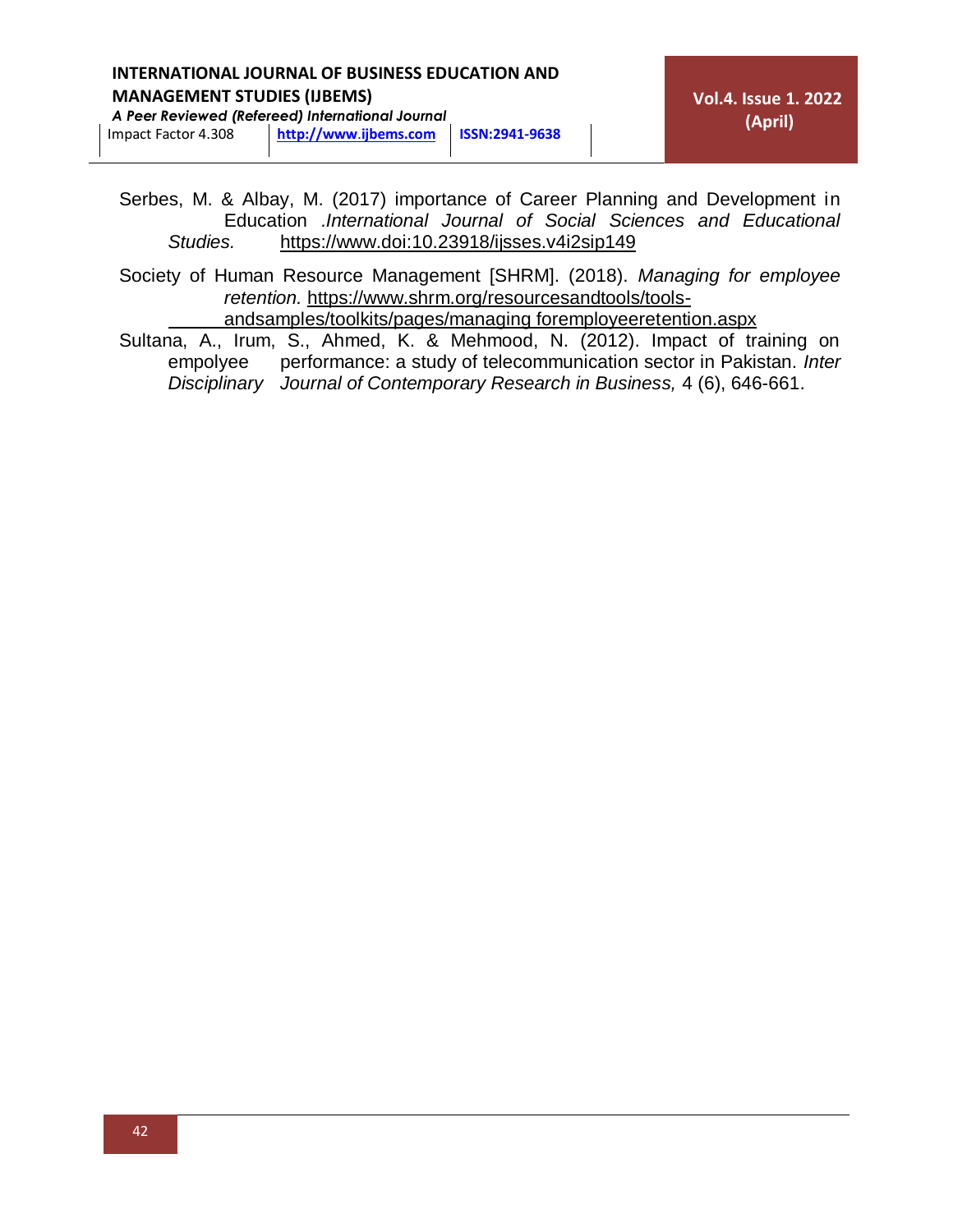Serbes, M. & Albay, M. (2017) importance of Career Planning and Development in Education .*International Journal of Social Sciences and Educational Studies.* https://www.doi:10.23918/ijsses.v4i2sip149

Society of Human Resource Management [SHRM]. (2018). *Managing for employee retention.* https://www.shrm.org/resourcesandtools/tools-andsamples/toolkits/pages/managing foremployeeretention.aspx

Sultana, A., Irum, S., Ahmed, K. & Mehmood, N. (2012). Impact of training on empolyee performance: a study of telecommunication sector in Pakistan. *Inter Disciplinary Journal of Contemporary Research in Business,* 4 (6), 646-661.